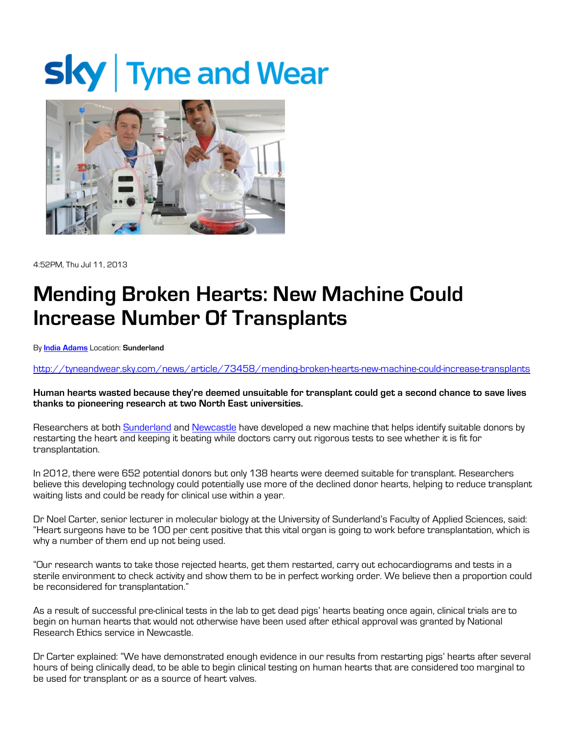sky | Tyne and Wear

4:52PM, Thu Jul 11, 2013

# Mending Broken Hearts: New Machine Could Increase Number Of Transplants

By **India Adams** Location: **Sunderland**

http://tyneandwear.sky.com/news/article/73458/mending-broken-hearts-new-machine-could-increase-transplants

**Human hearts wasted because they're deemed unsuitable for transplant could get a second chance to save lives thanks to pioneering research at two North East universities.**

Researchers at both Sunderland and Newcastle have developed a new machine that helps identify suitable donors by restarting the heart and keeping it beating while doctors carry out rigorous tests to see whether it is fit for transplantation.

In 2012, there were 652 potential donors but only 138 hearts were deemed suitable for transplant. Researchers believe this developing technology could potentially use more of the declined donor hearts, helping to reduce transplant waiting lists and could be ready for clinical use within a year.

Dr Noel Carter, senior lecturer in molecular biology at the University of Sunderland's Faculty of Applied Sciences, said: "Heart surgeons have to be 100 per cent positive that this vital organ is going to work before transplantation, which is why a number of them end up not being used.

"Our research wants to take those rejected hearts, get them restarted, carry out echocardiograms and tests in a sterile environment to check activity and show them to be in perfect working order. We believe then a proportion could be reconsidered for transplantation."

As a result of successful pre-clinical tests in the lab to get dead pigs' hearts beating once again, clinical trials are to begin on human hearts that would not otherwise have been used after ethical approval was granted by National Research Ethics service in Newcastle.

Dr Carter explained: "We have demonstrated enough evidence in our results from restarting pigs' hearts after several hours of being clinically dead, to be able to begin clinical testing on human hearts that are considered too marginal to be used for transplant or as a source of heart valves.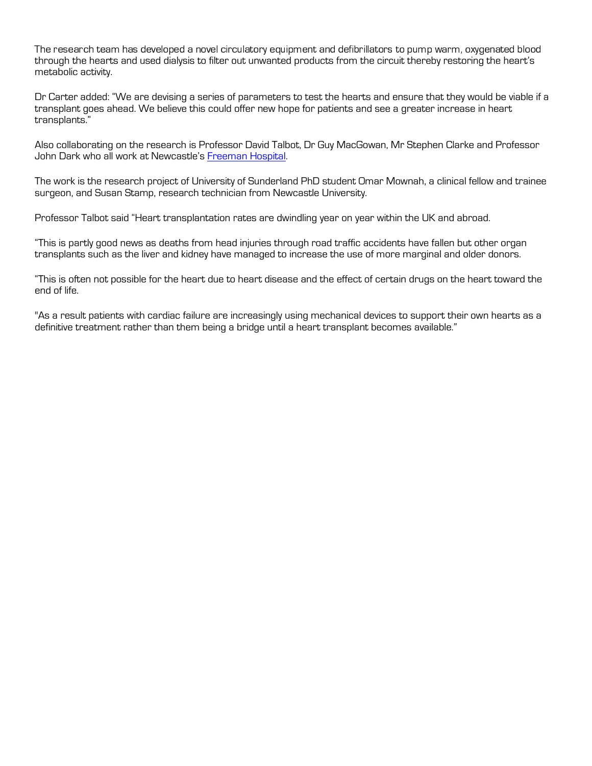The research team has developed a novel circulatory equipment and defibrillators to pump warm, oxygenated blood through the hearts and used dialysis to filter out unwanted products from the circuit thereby restoring the heart's metabolic activity.

Dr Carter added: "We are devising a series of parameters to test the hearts and ensure that they would be viable if a transplant goes ahead. We believe this could offer new hope for patients and see a greater increase in heart transplants."

Also collaborating on the research is Professor David Talbot, Dr Guy MacGowan, Mr Stephen Clarke and Professor John Dark who all work at Newcastle's Freeman Hospital.

The work is the research project of University of Sunderland PhD student Omar Mownah, a clinical fellow and trainee surgeon, and Susan Stamp, research technician from Newcastle University.

Professor Talbot said "Heart transplantation rates are dwindling year on year within the UK and abroad.

"This is partly good news as deaths from head injuries through road traffic accidents have fallen but other organ transplants such as the liver and kidney have managed to increase the use of more marginal and older donors.

"This is often not possible for the heart due to heart disease and the effect of certain drugs on the heart toward the end of life.

"As a result patients with cardiac failure are increasingly using mechanical devices to support their own hearts as a definitive treatment rather than them being a bridge until a heart transplant becomes available."